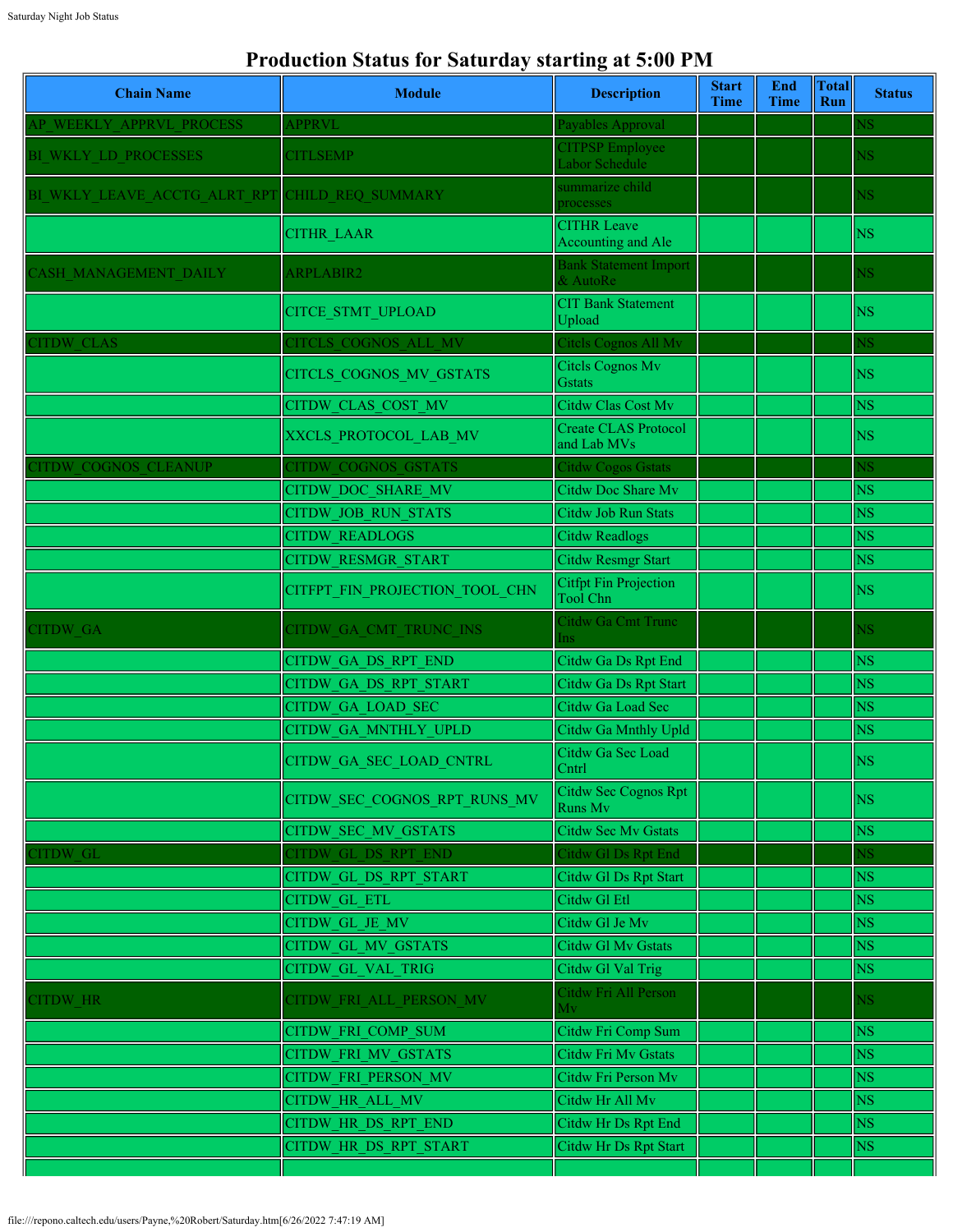# Production Status for Saturday starting at 5:00 PM

| Chain Name | Module | Description | Start Time | End Time | Total Run | Status |
|---|---|---|---|---|---|---|
| AP_WEEKLY_APPRVL_PROCESS | APPRVL | Payables Approval | | | | NS |
| BI_WKLY_LD_PROCESSES | CITLSEMP | CITPSP Employee Labor Schedule | | | | NS |
| BI_WKLY_LEAVE_ACCTG_ALRT_RPT | CHILD_REQ_SUMMARY | summarize child processes | | | | NS |
| | CITHR_LAAR | CITHR Leave Accounting and Ale | | | | NS |
| CASH_MANAGEMENT_DAILY | ARPLABIR2 | Bank Statement Import & AutoRe | | | | NS |
| | CITCE_STMT_UPLOAD | CIT Bank Statement Upload | | | | NS |
| CITDW_CLAS | CITCLS_COGNOS_ALL_MV | Citcls Cognos All Mv | | | | NS |
| | CITCLS_COGNOS_MV_GSTATS | Citcls Cognos Mv Gstats | | | | NS |
| | CITDW_CLAS_COST_MV | Citdw Clas Cost Mv | | | | NS |
| | XXCLS_PROTOCOL_LAB_MV | Create CLAS Protocol and Lab MVs | | | | NS |
| CITDW_COGNOS_CLEANUP | CITDW_COGNOS_GSTATS | Citdw Cogos Gstats | | | | NS |
| | CITDW_DOC_SHARE_MV | Citdw Doc Share Mv | | | | NS |
| | CITDW_JOB_RUN_STATS | Citdw Job Run Stats | | | | NS |
| | CITDW_READLOGS | Citdw Readlogs | | | | NS |
| | CITDW_RESMGR_START | Citdw Resmgr Start | | | | NS |
| | CITFPT_FIN_PROJECTION_TOOL_CHN | Citfpt Fin Projection Tool Chn | | | | NS |
| CITDW_GA | CITDW_GA_CMT_TRUNC_INS | Citdw Ga Cmt Trunc Ins | | | | NS |
| | CITDW_GA_DS_RPT_END | Citdw Ga Ds Rpt End | | | | NS |
| | CITDW_GA_DS_RPT_START | Citdw Ga Ds Rpt Start | | | | NS |
| | CITDW_GA_LOAD_SEC | Citdw Ga Load Sec | | | | NS |
| | CITDW_GA_MNTHLY_UPLD | Citdw Ga Mnthly Upld | | | | NS |
| | CITDW_GA_SEC_LOAD_CNTRL | Citdw Ga Sec Load Cntrl | | | | NS |
| | CITDW_SEC_COGNOS_RPT_RUNS_MV | Citdw Sec Cognos Rpt Runs Mv | | | | NS |
| | CITDW_SEC_MV_GSTATS | Citdw Sec Mv Gstats | | | | NS |
| CITDW_GL | CITDW_GL_DS_RPT_END | Citdw Gl Ds Rpt End | | | | NS |
| | CITDW_GL_DS_RPT_START | Citdw Gl Ds Rpt Start | | | | NS |
| | CITDW_GL_ETL | Citdw Gl Etl | | | | NS |
| | CITDW_GL_JE_MV | Citdw Gl Je Mv | | | | NS |
| | CITDW_GL_MV_GSTATS | Citdw Gl Mv Gstats | | | | NS |
| | CITDW_GL_VAL_TRIG | Citdw Gl Val Trig | | | | NS |
| CITDW_HR | CITDW_FRI_ALL_PERSON_MV | Citdw Fri All Person Mv | | | | NS |
| | CITDW_FRI_COMP_SUM | Citdw Fri Comp Sum | | | | NS |
| | CITDW_FRI_MV_GSTATS | Citdw Fri Mv Gstats | | | | NS |
| | CITDW_FRI_PERSON_MV | Citdw Fri Person Mv | | | | NS |
| | CITDW_HR_ALL_MV | Citdw Hr All Mv | | | | NS |
| | CITDW_HR_DS_RPT_END | Citdw Hr Ds Rpt End | | | | NS |
| | CITDW_HR_DS_RPT_START | Citdw Hr Ds Rpt Start | | | | NS |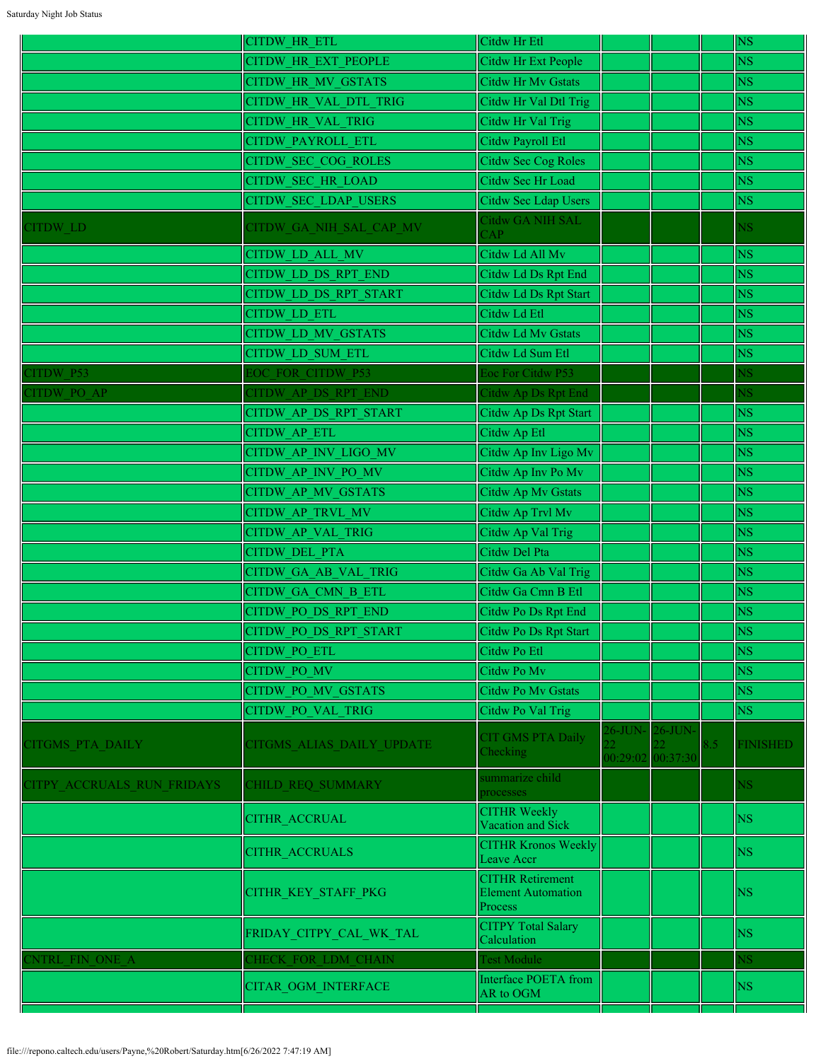| | | | | | | |
|---|---|---|---|---|---|---|
| | CITDW_HR_ETL | Citdw Hr Etl | | | | NS |
| | CITDW_HR_EXT_PEOPLE | Citdw Hr Ext People | | | | NS |
| | CITDW_HR_MV_GSTATS | Citdw Hr Mv Gstats | | | | NS |
| | CITDW_HR_VAL_DTL_TRIG | Citdw Hr Val Dtl Trig | | | | NS |
| | CITDW_HR_VAL_TRIG | Citdw Hr Val Trig | | | | NS |
| | CITDW_PAYROLL_ETL | Citdw Payroll Etl | | | | NS |
| | CITDW_SEC_COG_ROLES | Citdw Sec Cog Roles | | | | NS |
| | CITDW_SEC_HR_LOAD | Citdw Sec Hr Load | | | | NS |
| | CITDW_SEC_LDAP_USERS | Citdw Sec Ldap Users | | | | NS |
| CITDW_LD | CITDW_GA_NIH_SAL_CAP_MV | Citdw GA NIH SAL CAP | | | | NS |
| | CITDW_LD_ALL_MV | Citdw Ld All Mv | | | | NS |
| | CITDW_LD_DS_RPT_END | Citdw Ld Ds Rpt End | | | | NS |
| | CITDW_LD_DS_RPT_START | Citdw Ld Ds Rpt Start | | | | NS |
| | CITDW_LD_ETL | Citdw Ld Etl | | | | NS |
| | CITDW_LD_MV_GSTATS | Citdw Ld Mv Gstats | | | | NS |
| | CITDW_LD_SUM_ETL | Citdw Ld Sum Etl | | | | NS |
| CITDW_P53 | EOC_FOR_CITDW_P53 | Eoc For Citdw P53 | | | | NS |
| CITDW_PO_AP | CITDW_AP_DS_RPT_END | Citdw Ap Ds Rpt End | | | | NS |
| | CITDW_AP_DS_RPT_START | Citdw Ap Ds Rpt Start | | | | NS |
| | CITDW_AP_ETL | Citdw Ap Etl | | | | NS |
| | CITDW_AP_INV_LIGO_MV | Citdw Ap Inv Ligo Mv | | | | NS |
| | CITDW_AP_INV_PO_MV | Citdw Ap Inv Po Mv | | | | NS |
| | CITDW_AP_MV_GSTATS | Citdw Ap Mv Gstats | | | | NS |
| | CITDW_AP_TRVL_MV | Citdw Ap Trvl Mv | | | | NS |
| | CITDW_AP_VAL_TRIG | Citdw Ap Val Trig | | | | NS |
| | CITDW_DEL_PTA | Citdw Del Pta | | | | NS |
| | CITDW_GA_AB_VAL_TRIG | Citdw Ga Ab Val Trig | | | | NS |
| | CITDW_GA_CMN_B_ETL | Citdw Ga Cmn B Etl | | | | NS |
| | CITDW_PO_DS_RPT_END | Citdw Po Ds Rpt End | | | | NS |
| | CITDW_PO_DS_RPT_START | Citdw Po Ds Rpt Start | | | | NS |
| | CITDW_PO_ETL | Citdw Po Etl | | | | NS |
| | CITDW_PO_MV | Citdw Po Mv | | | | NS |
| | CITDW_PO_MV_GSTATS | Citdw Po Mv Gstats | | | | NS |
| | CITDW_PO_VAL_TRIG | Citdw Po Val Trig | | | | NS |
| CITGMS_PTA_DAILY | CITGMS_ALIAS_DAILY_UPDATE | CIT GMS PTA Daily Checking | 26-JUN-22 00:29:02 | 26-JUN-22 00:37:30 | 8.5 | FINISHED |
| CITPY_ACCRUALS_RUN_FRIDAYS | CHILD_REQ_SUMMARY | summarize child processes | | | | NS |
| | CITHR_ACCRUAL | CITHR Weekly Vacation and Sick | | | | NS |
| | CITHR_ACCRUALS | CITHR Kronos Weekly Leave Accr | | | | NS |
| | CITHR_KEY_STAFF_PKG | CITHR Retirement Element Automation Process | | | | NS |
| | FRIDAY_CITPY_CAL_WK_TAL | CITPY Total Salary Calculation | | | | NS |
| CNTRL_FIN_ONE_A | CHECK_FOR_LDM_CHAIN | Test Module | | | | NS |
| | CITAR_OGM_INTERFACE | Interface POETA from AR to OGM | | | | NS |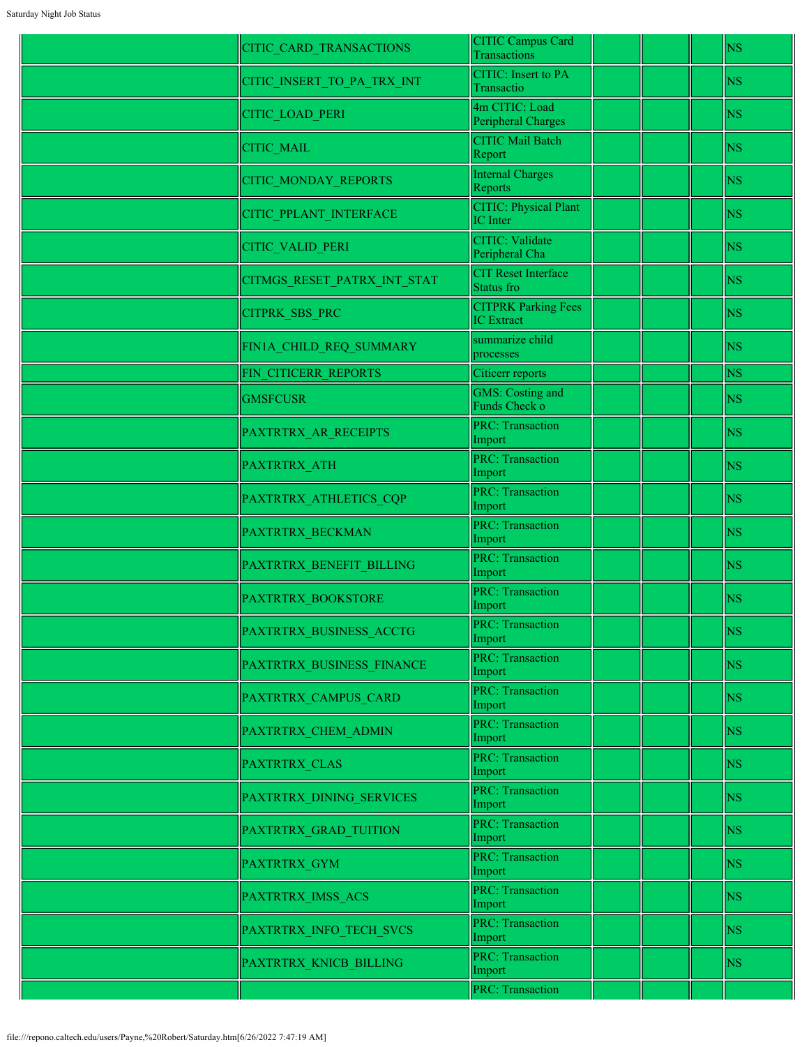| | | | | | | |
|---|---|---|---|---|---|---|
| | CITIC_CARD_TRANSACTIONS | CITIC Campus Card Transactions | | | | NS |
| | CITIC_INSERT_TO_PA_TRX_INT | CITIC: Insert to PA Transactio | | | | NS |
| | CITIC_LOAD_PERI | 4m CITIC: Load Peripheral Charges | | | | NS |
| | CITIC_MAIL | CITIC Mail Batch Report | | | | NS |
| | CITIC_MONDAY_REPORTS | Internal Charges Reports | | | | NS |
| | CITIC_PPLANT_INTERFACE | CITIC: Physical Plant IC Inter | | | | NS |
| | CITIC_VALID_PERI | CITIC: Validate Peripheral Cha | | | | NS |
| | CITMGS_RESET_PATRX_INT_STAT | CIT Reset Interface Status fro | | | | NS |
| | CITPRK_SBS_PRC | CITPRK Parking Fees IC Extract | | | | NS |
| | FIN1A_CHILD_REQ_SUMMARY | summarize child processes | | | | NS |
| | FIN_CITICERR_REPORTS | Citicerr reports | | | | NS |
| | GMSFCUSR | GMS: Costing and Funds Check o | | | | NS |
| | PAXTRTRX_AR_RECEIPTS | PRC: Transaction Import | | | | NS |
| | PAXTRTRX_ATH | PRC: Transaction Import | | | | NS |
| | PAXTRTRX_ATHLETICS_CQP | PRC: Transaction Import | | | | NS |
| | PAXTRTRX_BECKMAN | PRC: Transaction Import | | | | NS |
| | PAXTRTRX_BENEFIT_BILLING | PRC: Transaction Import | | | | NS |
| | PAXTRTRX_BOOKSTORE | PRC: Transaction Import | | | | NS |
| | PAXTRTRX_BUSINESS_ACCTG | PRC: Transaction Import | | | | NS |
| | PAXTRTRX_BUSINESS_FINANCE | PRC: Transaction Import | | | | NS |
| | PAXTRTRX_CAMPUS_CARD | PRC: Transaction Import | | | | NS |
| | PAXTRTRX_CHEM_ADMIN | PRC: Transaction Import | | | | NS |
| | PAXTRTRX_CLAS | PRC: Transaction Import | | | | NS |
| | PAXTRTRX_DINING_SERVICES | PRC: Transaction Import | | | | NS |
| | PAXTRTRX_GRAD_TUITION | PRC: Transaction Import | | | | NS |
| | PAXTRTRX_GYM | PRC: Transaction Import | | | | NS |
| | PAXTRTRX_IMSS_ACS | PRC: Transaction Import | | | | NS |
| | PAXTRTRX_INFO_TECH_SVCS | PRC: Transaction Import | | | | NS |
| | PAXTRTRX_KNICB_BILLING | PRC: Transaction Import | | | | NS |
| | | PRC: Transaction | | | | |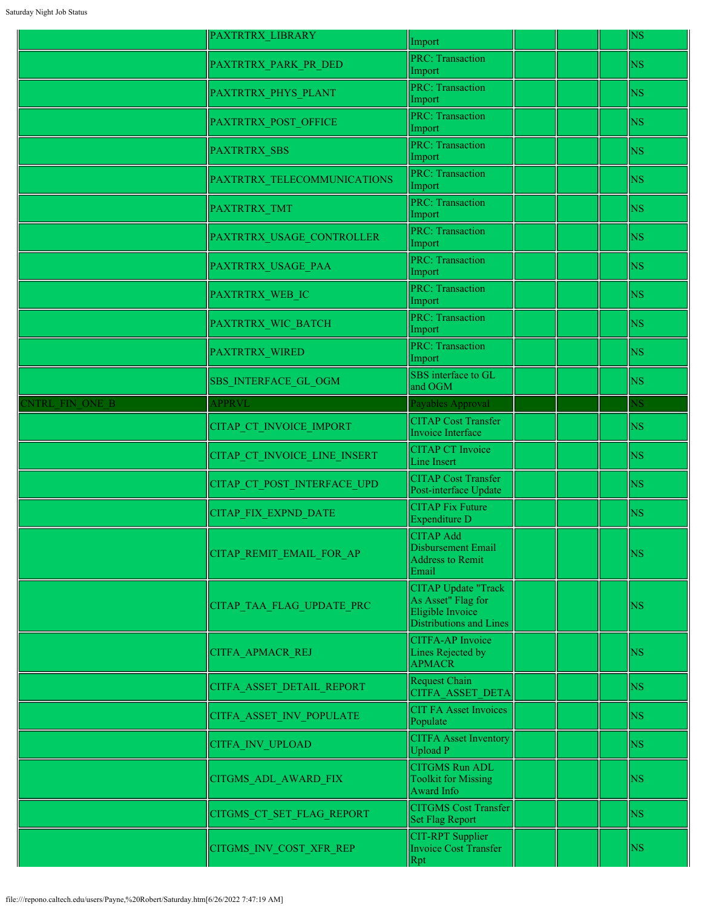| | | | | | | |
|---|---|---|---|---|---|---|
| | PAXTRTRX_LIBRARY | Import | | | | NS |
| | PAXTRTRX_PARK_PR_DED | PRC: Transaction Import | | | | NS |
| | PAXTRTRX_PHYS_PLANT | PRC: Transaction Import | | | | NS |
| | PAXTRTRX_POST_OFFICE | PRC: Transaction Import | | | | NS |
| | PAXTRTRX_SBS | PRC: Transaction Import | | | | NS |
| | PAXTRTRX_TELECOMMUNICATIONS | PRC: Transaction Import | | | | NS |
| | PAXTRTRX_TMT | PRC: Transaction Import | | | | NS |
| | PAXTRTRX_USAGE_CONTROLLER | PRC: Transaction Import | | | | NS |
| | PAXTRTRX_USAGE_PAA | PRC: Transaction Import | | | | NS |
| | PAXTRTRX_WEB_IC | PRC: Transaction Import | | | | NS |
| | PAXTRTRX_WIC_BATCH | PRC: Transaction Import | | | | NS |
| | PAXTRTRX_WIRED | PRC: Transaction Import | | | | NS |
| | SBS_INTERFACE_GL_OGM | SBS interface to GL and OGM | | | | NS |
| CNTRL_FIN_ONE_B | APPRVL | Payables Approval | | | | NS |
| | CITAP_CT_INVOICE_IMPORT | CITAP Cost Transfer Invoice Interface | | | | NS |
| | CITAP_CT_INVOICE_LINE_INSERT | CITAP CT Invoice Line Insert | | | | NS |
| | CITAP_CT_POST_INTERFACE_UPD | CITAP Cost Transfer Post-interface Update | | | | NS |
| | CITAP_FIX_EXPND_DATE | CITAP Fix Future Expenditure D | | | | NS |
| | CITAP_REMIT_EMAIL_FOR_AP | CITAP Add Disbursement Email Address to Remit Email | | | | NS |
| | CITAP_TAA_FLAG_UPDATE_PRC | CITAP Update "Track As Asset" Flag for Eligible Invoice Distributions and Lines | | | | NS |
| | CITFA_APMACR_REJ | CITFA-AP Invoice Lines Rejected by APMACR | | | | NS |
| | CITFA_ASSET_DETAIL_REPORT | Request Chain CITFA_ASSET_DETA | | | | NS |
| | CITFA_ASSET_INV_POPULATE | CIT FA Asset Invoices Populate | | | | NS |
| | CITFA_INV_UPLOAD | CITFA Asset Inventory Upload P | | | | NS |
| | CITGMS_ADL_AWARD_FIX | CITGMS Run ADL Toolkit for Missing Award Info | | | | NS |
| | CITGMS_CT_SET_FLAG_REPORT | CITGMS Cost Transfer Set Flag Report | | | | NS |
| | CITGMS_INV_COST_XFR_REP | CIT-RPT Supplier Invoice Cost Transfer Rpt | | | | NS |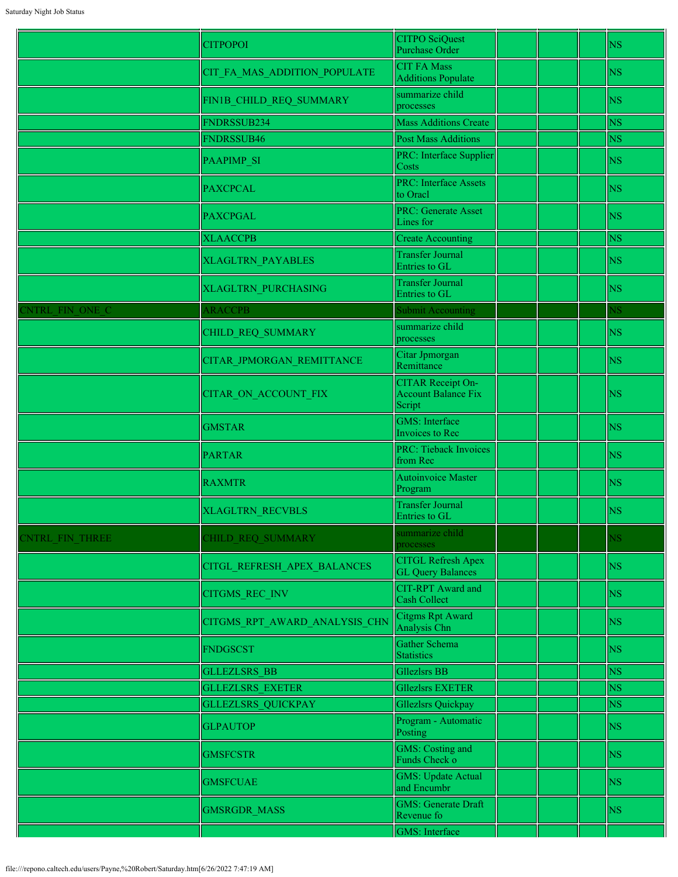| | | | | | | |
|---|---|---|---|---|---|---|
| | CITPOPOI | CITPO SciQuest Purchase Order | | | | NS |
| | CIT_FA_MAS_ADDITION_POPULATE | CIT FA Mass Additions Populate | | | | NS |
| | FIN1B_CHILD_REQ_SUMMARY | summarize child processes | | | | NS |
| | FNDRSSUB234 | Mass Additions Create | | | | NS |
| | FNDRSSUB46 | Post Mass Additions | | | | NS |
| | PAAPIMP_SI | PRC: Interface Supplier Costs | | | | NS |
| | PAXCPCAL | PRC: Interface Assets to Oracl | | | | NS |
| | PAXCPGAL | PRC: Generate Asset Lines for | | | | NS |
| | XLAACCPB | Create Accounting | | | | NS |
| | XLAGLTRN_PAYABLES | Transfer Journal Entries to GL | | | | NS |
| | XLAGLTRN_PURCHASING | Transfer Journal Entries to GL | | | | NS |
| CNTRL_FIN_ONE_C | ARACCPB | Submit Accounting | | | | NS |
| | CHILD_REQ_SUMMARY | summarize child processes | | | | NS |
| | CITAR_JPMORGAN_REMITTANCE | Citar Jpmorgan Remittance | | | | NS |
| | CITAR_ON_ACCOUNT_FIX | CITAR Receipt On-Account Balance Fix Script | | | | NS |
| | GMSTAR | GMS: Interface Invoices to Rec | | | | NS |
| | PARTAR | PRC: Tieback Invoices from Rec | | | | NS |
| | RAXMTR | Autoinvoice Master Program | | | | NS |
| | XLAGLTRN_RECVBLS | Transfer Journal Entries to GL | | | | NS |
| CNTRL_FIN_THREE | CHILD_REQ_SUMMARY | summarize child processes | | | | NS |
| | CITGL_REFRESH_APEX_BALANCES | CITGL Refresh Apex GL Query Balances | | | | NS |
| | CITGMS_REC_INV | CIT-RPT Award and Cash Collect | | | | NS |
| | CITGMS_RPT_AWARD_ANALYSIS_CHN | Citgms Rpt Award Analysis Chn | | | | NS |
| | FNDGSCST | Gather Schema Statistics | | | | NS |
| | GLLEZLSRS_BB | Gllezlsrs BB | | | | NS |
| | GLLEZLSRS_EXETER | Gllezlsrs EXETER | | | | NS |
| | GLLEZLSRS_QUICKPAY | Gllezlsrs Quickpay | | | | NS |
| | GLPAUTOP | Program - Automatic Posting | | | | NS |
| | GMSFCSTR | GMS: Costing and Funds Check o | | | | NS |
| | GMSFCUAE | GMS: Update Actual and Encumbr | | | | NS |
| | GMSRGDR_MASS | GMS: Generate Draft Revenue fo | | | | NS |
| | | GMS: Interface | | | | |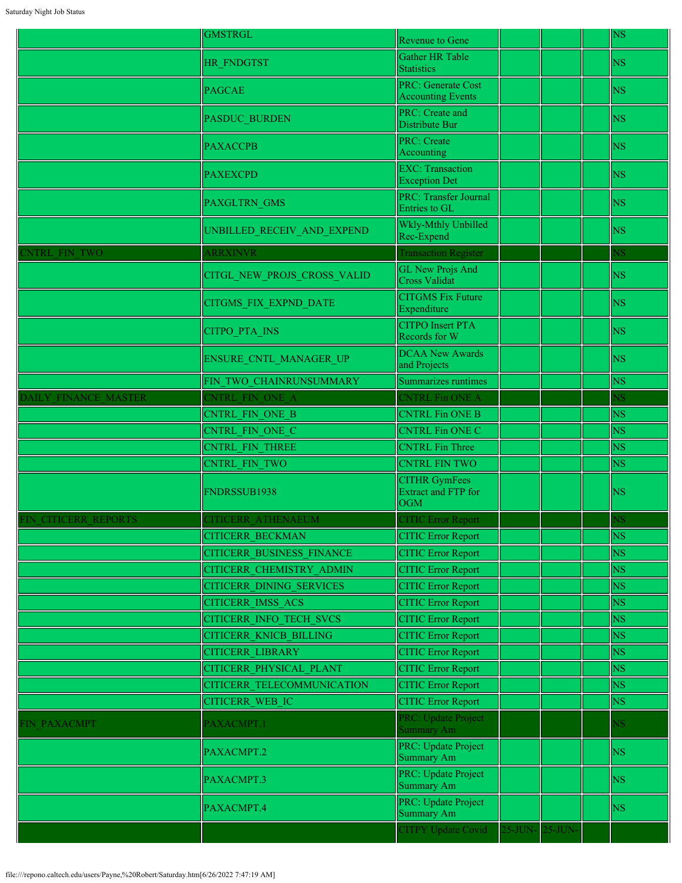| | | | | | | |
|---|---|---|---|---|---|---|
| | GMSTRGL | Revenue to Gene | | | | NS |
| | HR_FNDGTST | Gather HR Table Statistics | | | | NS |
| | PAGCAE | PRC: Generate Cost Accounting Events | | | | NS |
| | PASDUC_BURDEN | PRC: Create and Distribute Bur | | | | NS |
| | PAXACCPB | PRC: Create Accounting | | | | NS |
| | PAXEXCPD | EXC: Transaction Exception Det | | | | NS |
| | PAXGLTRN_GMS | PRC: Transfer Journal Entries to GL | | | | NS |
| | UNBILLED_RECEIV_AND_EXPEND | Wkly-Mthly Unbilled Rec-Expend | | | | NS |
| CNTRL_FIN_TWO | ARRXINVR | Transaction Register | | | | NS |
| | CITGL_NEW_PROJS_CROSS_VALID | GL New Projs And Cross Validat | | | | NS |
| | CITGMS_FIX_EXPND_DATE | CITGMS Fix Future Expenditure | | | | NS |
| | CITPO_PTA_INS | CITPO Insert PTA Records for W | | | | NS |
| | ENSURE_CNTL_MANAGER_UP | DCAA New Awards and Projects | | | | NS |
| | FIN_TWO_CHAINRUNSUMMARY | Summarizes runtimes | | | | NS |
| DAILY_FINANCE_MASTER | CNTRL_FIN_ONE_A | CNTRL Fin ONE A | | | | NS |
| | CNTRL_FIN_ONE_B | CNTRL Fin ONE B | | | | NS |
| | CNTRL_FIN_ONE_C | CNTRL Fin ONE C | | | | NS |
| | CNTRL_FIN_THREE | CNTRL Fin Three | | | | NS |
| | CNTRL_FIN_TWO | CNTRL FIN TWO | | | | NS |
| | FNDRSSUB1938 | CITHR GymFees Extract and FTP for OGM | | | | NS |
| FIN_CITICERR_REPORTS | CITICERR_ATHENAEUM | CITIC Error Report | | | | NS |
| | CITICERR_BECKMAN | CITIC Error Report | | | | NS |
| | CITICERR_BUSINESS_FINANCE | CITIC Error Report | | | | NS |
| | CITICERR_CHEMISTRY_ADMIN | CITIC Error Report | | | | NS |
| | CITICERR_DINING_SERVICES | CITIC Error Report | | | | NS |
| | CITICERR_IMSS_ACS | CITIC Error Report | | | | NS |
| | CITICERR_INFO_TECH_SVCS | CITIC Error Report | | | | NS |
| | CITICERR_KNICB_BILLING | CITIC Error Report | | | | NS |
| | CITICERR_LIBRARY | CITIC Error Report | | | | NS |
| | CITICERR_PHYSICAL_PLANT | CITIC Error Report | | | | NS |
| | CITICERR_TELECOMMUNICATION | CITIC Error Report | | | | NS |
| | CITICERR_WEB_IC | CITIC Error Report | | | | NS |
| FIN_PAXACMPT | PAXACMPT.1 | PRC: Update Project Summary Am | | | | NS |
| | PAXACMPT.2 | PRC: Update Project Summary Am | | | | NS |
| | PAXACMPT.3 | PRC: Update Project Summary Am | | | | NS |
| | PAXACMPT.4 | PRC: Update Project Summary Am | | | | NS |
| | | CITPY Update Covid | 25-JUN- | 25-JUN- | | |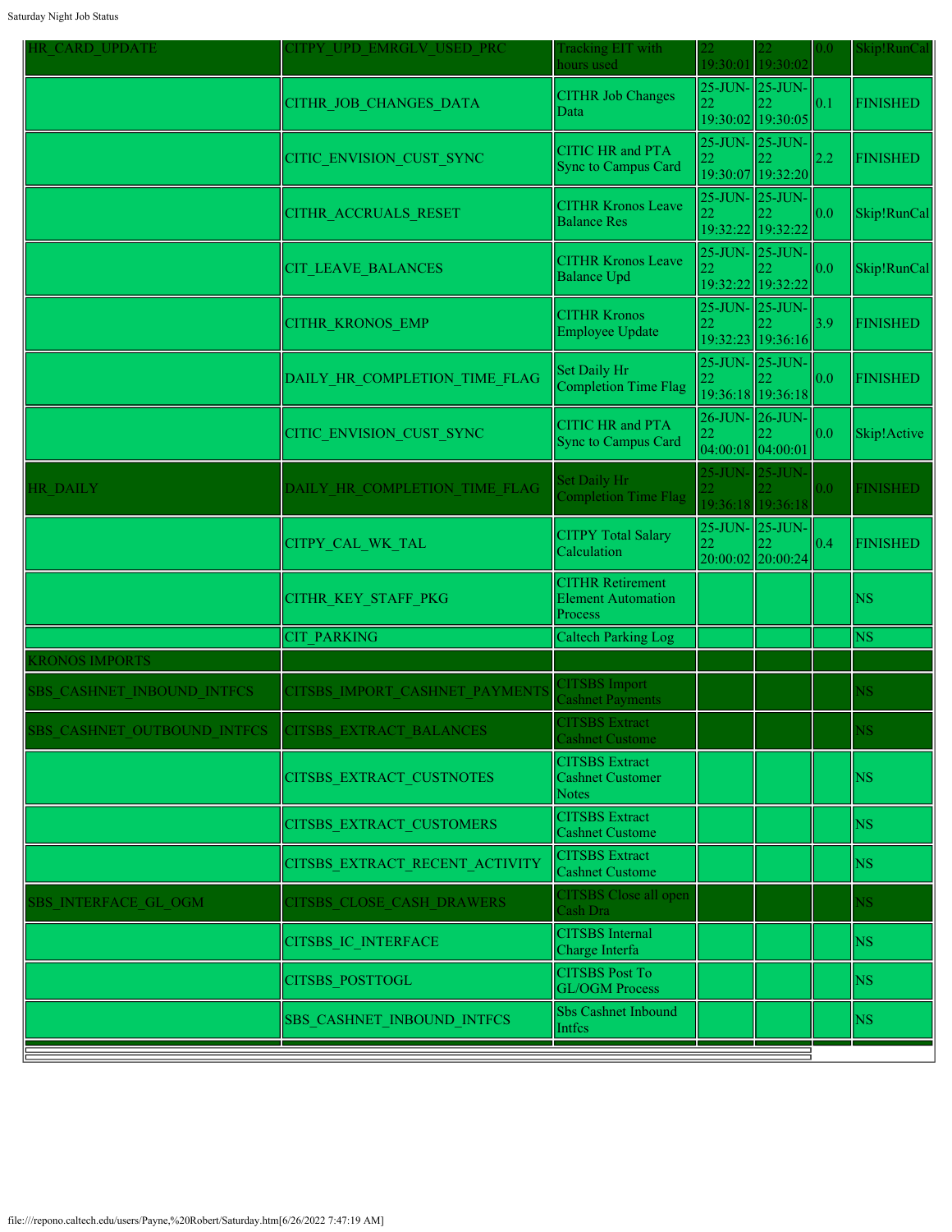| | | | | | | |
|---|---|---|---|---|---|---|
| HR_CARD_UPDATE | CITPY_UPD_EMRGLV_USED_PRC | Tracking EIT with hours used | 22 19:30:01 | 22 19:30:02 | 0.0 | Skip!RunCal |
| | CITHR_JOB_CHANGES_DATA | CITHR Job Changes Data | 25-JUN-22 19:30:02 | 25-JUN-22 19:30:05 | 0.1 | FINISHED |
| | CITIC_ENVISION_CUST_SYNC | CITIC HR and PTA Sync to Campus Card | 25-JUN-22 19:30:07 | 25-JUN-22 19:32:20 | 2.2 | FINISHED |
| | CITHR_ACCRUALS_RESET | CITHR Kronos Leave Balance Res | 25-JUN-22 19:32:22 | 25-JUN-22 19:32:22 | 0.0 | Skip!RunCal |
| | CIT_LEAVE_BALANCES | CITHR Kronos Leave Balance Upd | 25-JUN-22 19:32:22 | 25-JUN-22 19:32:22 | 0.0 | Skip!RunCal |
| | CITHR_KRONOS_EMP | CITHR Kronos Employee Update | 25-JUN-22 19:32:23 | 25-JUN-22 19:36:16 | 3.9 | FINISHED |
| | DAILY_HR_COMPLETION_TIME_FLAG | Set Daily Hr Completion Time Flag | 25-JUN-22 19:36:18 | 25-JUN-22 19:36:18 | 0.0 | FINISHED |
| | CITIC_ENVISION_CUST_SYNC | CITIC HR and PTA Sync to Campus Card | 26-JUN-22 04:00:01 | 26-JUN-22 04:00:01 | 0.0 | Skip!Active |
| HR_DAILY | DAILY_HR_COMPLETION_TIME_FLAG | Set Daily Hr Completion Time Flag | 25-JUN-22 19:36:18 | 25-JUN-22 19:36:18 | 0.0 | FINISHED |
| | CITPY_CAL_WK_TAL | CITPY Total Salary Calculation | 25-JUN-22 20:00:02 | 25-JUN-22 20:00:24 | 0.4 | FINISHED |
| | CITHR_KEY_STAFF_PKG | CITHR Retirement Element Automation Process | | | | NS |
| | CIT_PARKING | Caltech Parking Log | | | | NS |
| KRONOS IMPORTS | | | | | | |
| SBS_CASHNET_INBOUND_INTFCS | CITSBS_IMPORT_CASHNET_PAYMENTS | CITSBS Import Cashnet Payments | | | | NS |
| SBS_CASHNET_OUTBOUND_INTFCS | CITSBS_EXTRACT_BALANCES | CITSBS Extract Cashnet Custome | | | | NS |
| | CITSBS_EXTRACT_CUSTNOTES | CITSBS Extract Cashnet Customer Notes | | | | NS |
| | CITSBS_EXTRACT_CUSTOMERS | CITSBS Extract Cashnet Custome | | | | NS |
| | CITSBS_EXTRACT_RECENT_ACTIVITY | CITSBS Extract Cashnet Custome | | | | NS |
| SBS_INTERFACE_GL_OGM | CITSBS_CLOSE_CASH_DRAWERS | CITSBS Close all open Cash Dra | | | | NS |
| | CITSBS_IC_INTERFACE | CITSBS Internal Charge Interfa | | | | NS |
| | CITSBS_POSTTOGL | CITSBS Post To GL/OGM Process | | | | NS |
| | SBS_CASHNET_INBOUND_INTFCS | Sbs Cashnet Inbound Intfcs | | | | NS |